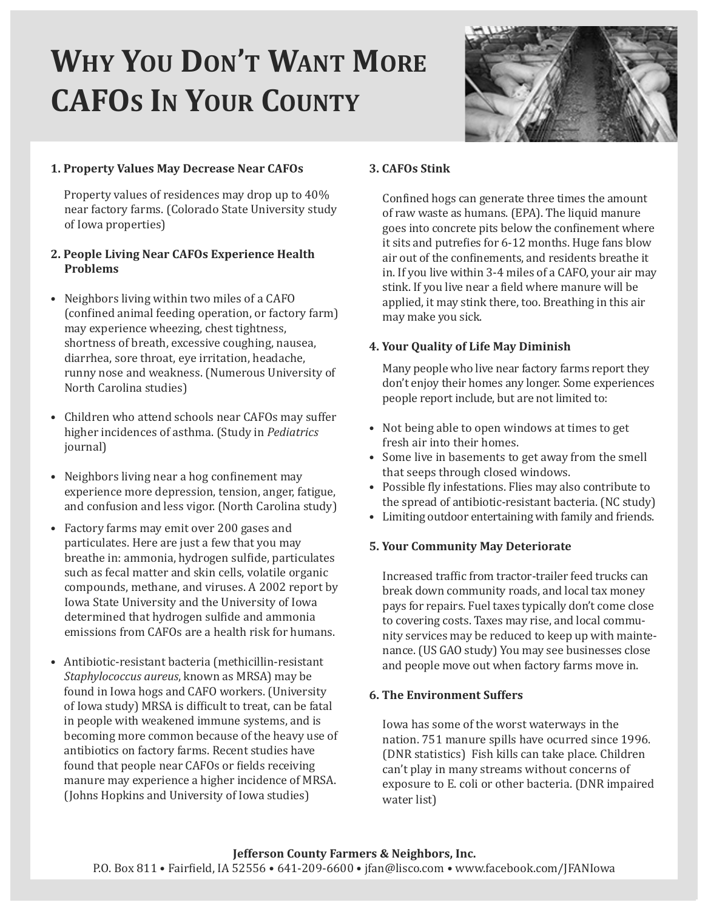# Why You Don't Want More CAFOs In Your County

**1. Property Values May Decrease Near CAFOs**

Property values of residences may drop up to 40% near factory farms. (Colorado State University study of Iowa properties)

**2. People Living Near CAFOs Experience Health Problems**

- Neighbors living within two miles of a CAFO (confined animal feeding operation, or factory farm) may experience wheezing, chest tightness, shortness of breath, excessive coughing, nausea, diarrhea, sore throat, eye irritation, headache, runny nose and weakness. (Numerous University of North Carolina studies)
- Children who attend schools near CAFOs may suffer higher incidences of asthma. (Study in *Pediatrics* journal)
- Neighbors living near a hog confinement may experience more depression, tension, anger, fatigue, and confusion and less vigor. (North Carolina study)
- Factory farms may emit over 200 gases and particulates. Here are just a few that you may breathe in: ammonia, hydrogen sulfide, particulates such as fecal matter and skin cells, volatile organic compounds, methane, and viruses. A 2002 report by Iowa State University and the University of Iowa determined that hydrogen sulfide and ammonia emissions from CAFOs are a health risk for humans.
- Antibiotic-resistant bacteria (methicillin-resistant *Staphylococcus aureus*, known as MRSA) may be found in Iowa hogs and CAFO workers. (University of Iowa study) MRSA is difficult to treat, can be fatal in people with weakened immune systems, and is becoming more common because of the heavy use of antibiotics on factory farms. Recent studies have found that people near CAFOs or fields receiving manure may experience a higher incidence of MRSA. (Johns Hopkins and University of Iowa studies)

**3. CAFOs Stink**

Confined hogs can generate three times the amount of raw waste as humans. (EPA). The liquid manure goes into concrete pits below the confinement where it sits and putrefies for 6-12 months. Huge fans blow air out of the confinements, and residents breathe it in. If you live within 3-4 miles of a CAFO, your air may stink. If you live near a field where manure will be applied, it may stink there, too. Breathing in this air may make you sick.

**4. Your Quality of Life May Diminish**

Many people who live near factory farms report they don't enjoy their homes any longer. Some experiences people report include, but are not limited to:

- Not being able to open windows at times to get fresh air into their homes.
- Some live in basements to get away from the smell that seeps through closed windows.
- Possible fly infestations. Flies may also contribute to the spread of antibiotic-resistant bacteria. (NC study)
- Limiting outdoor entertaining with family and friends.

**5. Your Community May Deteriorate**

Increased traffic from tractor-trailer feed trucks can break down community roads, and local tax money pays for repairs. Fuel taxes typically don't come close to covering costs. Taxes may rise, and local community services may be reduced to keep up with maintenance. (US GAO study) You may see businesses close and people move out when factory farms move in.

**6. The Environment Suffers**

Iowa has some of the worst waterways in the nation. 751 manure spills have ocurred since 1996. (DNR statistics) Fish kills can take place. Children can't play in many streams without concerns of exposure to E. coli or other bacteria. (DNR impaired water list)

**Jefferson County Farmers & Neighbors, Inc.**
P.O. Box 811 • Fairfield, IA 52556 • 641-209-6600 • jfan@lisco.com • www.facebook.com/JFANIowa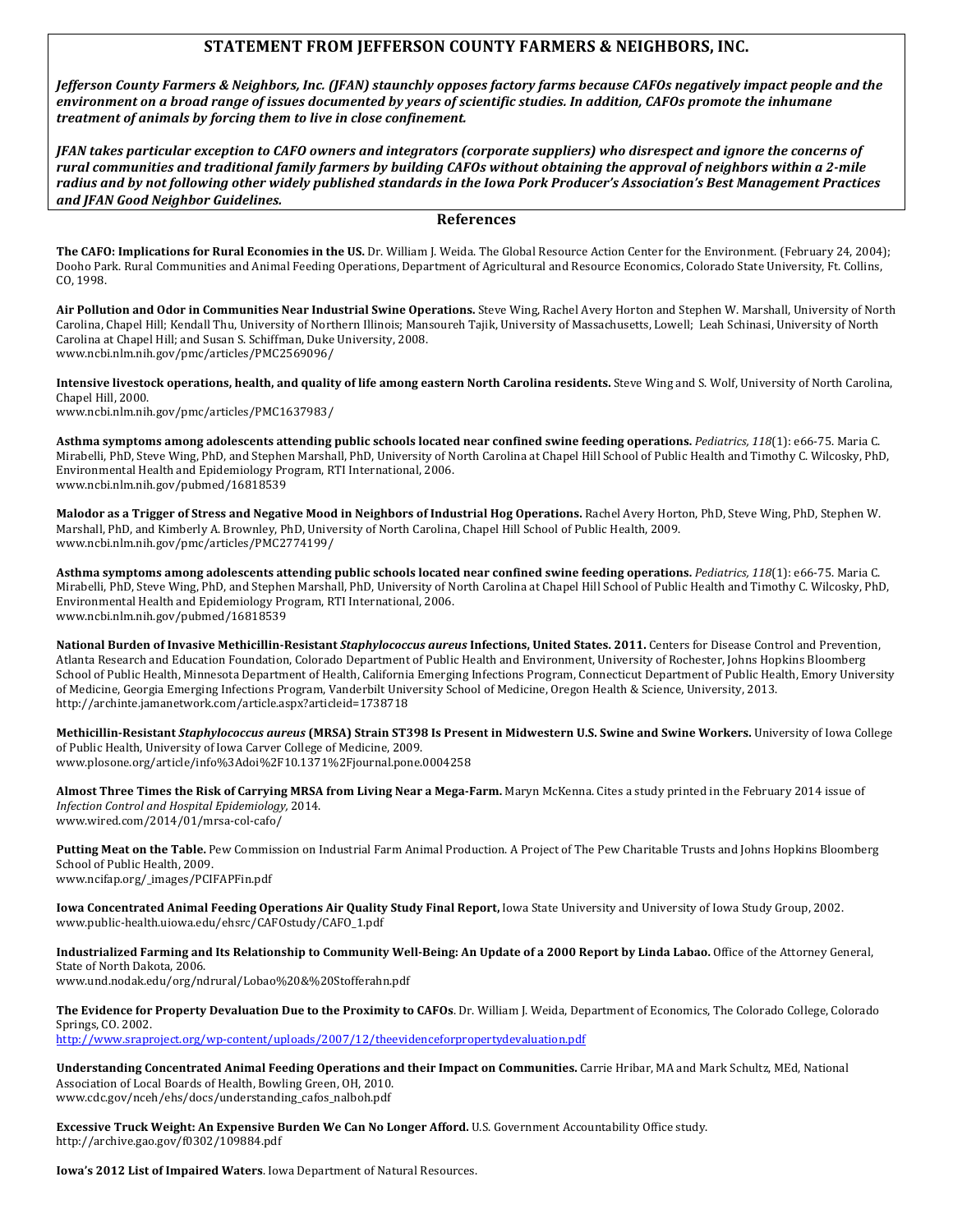## STATEMENT FROM JEFFERSON COUNTY FARMERS & NEIGHBORS, INC.

***Jefferson County Farmers & Neighbors, Inc. (JFAN) staunchly opposes factory farms because CAFOs negatively impact people and the environment on a broad range of issues documented by years of scientific studies. In addition, CAFOs promote the inhumane treatment of animals by forcing them to live in close confinement.***

***JFAN takes particular exception to CAFO owners and integrators (corporate suppliers) who disrespect and ignore the concerns of rural communities and traditional family farmers by building CAFOs without obtaining the approval of neighbors within a 2-mile radius and by not following other widely published standards in the Iowa Pork Producer's Association's Best Management Practices and JFAN Good Neighbor Guidelines.***

## References

**The CAFO: Implications for Rural Economies in the US.** Dr. William J. Weida. The Global Resource Action Center for the Environment. (February 24, 2004); Dooho Park. Rural Communities and Animal Feeding Operations, Department of Agricultural and Resource Economics, Colorado State University, Ft. Collins, CO, 1998.

**Air Pollution and Odor in Communities Near Industrial Swine Operations.** Steve Wing, Rachel Avery Horton and Stephen W. Marshall, University of North Carolina, Chapel Hill; Kendall Thu, University of Northern Illinois; Mansoureh Tajik, University of Massachusetts, Lowell; Leah Schinasi, University of North Carolina at Chapel Hill; and Susan S. Schiffman, Duke University, 2008.
www.ncbi.nlm.nih.gov/pmc/articles/PMC2569096/

**Intensive livestock operations, health, and quality of life among eastern North Carolina residents.** Steve Wing and S. Wolf, University of North Carolina, Chapel Hill, 2000.
www.ncbi.nlm.nih.gov/pmc/articles/PMC1637983/

**Asthma symptoms among adolescents attending public schools located near confined swine feeding operations.** *Pediatrics, 118*(1): e66-75. Maria C. Mirabelli, PhD, Steve Wing, PhD, and Stephen Marshall, PhD, University of North Carolina at Chapel Hill School of Public Health and Timothy C. Wilcosky, PhD, Environmental Health and Epidemiology Program, RTI International, 2006.
www.ncbi.nlm.nih.gov/pubmed/16818539

**Malodor as a Trigger of Stress and Negative Mood in Neighbors of Industrial Hog Operations.** Rachel Avery Horton, PhD, Steve Wing, PhD, Stephen W. Marshall, PhD, and Kimberly A. Brownley, PhD, University of North Carolina, Chapel Hill School of Public Health, 2009.
www.ncbi.nlm.nih.gov/pmc/articles/PMC2774199/

**Asthma symptoms among adolescents attending public schools located near confined swine feeding operations.** *Pediatrics, 118*(1): e66-75. Maria C. Mirabelli, PhD, Steve Wing, PhD, and Stephen Marshall, PhD, University of North Carolina at Chapel Hill School of Public Health and Timothy C. Wilcosky, PhD, Environmental Health and Epidemiology Program, RTI International, 2006.
www.ncbi.nlm.nih.gov/pubmed/16818539

**National Burden of Invasive Methicillin-Resistant *Staphylococcus aureus* Infections, United States. 2011.** Centers for Disease Control and Prevention, Atlanta Research and Education Foundation, Colorado Department of Public Health and Environment, University of Rochester, Johns Hopkins Bloomberg School of Public Health, Minnesota Department of Health, California Emerging Infections Program, Connecticut Department of Public Health, Emory University of Medicine, Georgia Emerging Infections Program, Vanderbilt University School of Medicine, Oregon Health & Science, University, 2013.
http://archinte.jamanetwork.com/article.aspx?articleid=1738718

**Methicillin-Resistant *Staphylococcus aureus* (MRSA) Strain ST398 Is Present in Midwestern U.S. Swine and Swine Workers.** University of Iowa College of Public Health, University of Iowa Carver College of Medicine, 2009.
www.plosone.org/article/info%3Adoi%2F10.1371%2Fjournal.pone.0004258

**Almost Three Times the Risk of Carrying MRSA from Living Near a Mega-Farm.** Maryn McKenna. Cites a study printed in the February 2014 issue of *Infection Control and Hospital Epidemiology,* 2014.
www.wired.com/2014/01/mrsa-col-cafo/

**Putting Meat on the Table.** Pew Commission on Industrial Farm Animal Production. A Project of The Pew Charitable Trusts and Johns Hopkins Bloomberg School of Public Health, 2009.
www.ncifap.org/_images/PCIFAPFin.pdf

**Iowa Concentrated Animal Feeding Operations Air Quality Study Final Report,** Iowa State University and University of Iowa Study Group, 2002.
www.public-health.uiowa.edu/ehsrc/CAFOstudy/CAFO_1.pdf

**Industrialized Farming and Its Relationship to Community Well-Being: An Update of a 2000 Report by Linda Labao.** Office of the Attorney General, State of North Dakota, 2006.
www.und.nodak.edu/org/ndrural/Lobao%20&%20Stofferahn.pdf

**The Evidence for Property Devaluation Due to the Proximity to CAFOs**. Dr. William J. Weida, Department of Economics, The Colorado College, Colorado Springs, CO. 2002.
http://www.sraproject.org/wp-content/uploads/2007/12/theevidenceforpropertydevaluation.pdf

**Understanding Concentrated Animal Feeding Operations and their Impact on Communities.** Carrie Hribar, MA and Mark Schultz, MEd, National Association of Local Boards of Health, Bowling Green, OH, 2010.
www.cdc.gov/nceh/ehs/docs/understanding_cafos_nalboh.pdf

**Excessive Truck Weight: An Expensive Burden We Can No Longer Afford.** U.S. Government Accountability Office study.
http://archive.gao.gov/f0302/109884.pdf

**Iowa's 2012 List of Impaired Waters**. Iowa Department of Natural Resources.